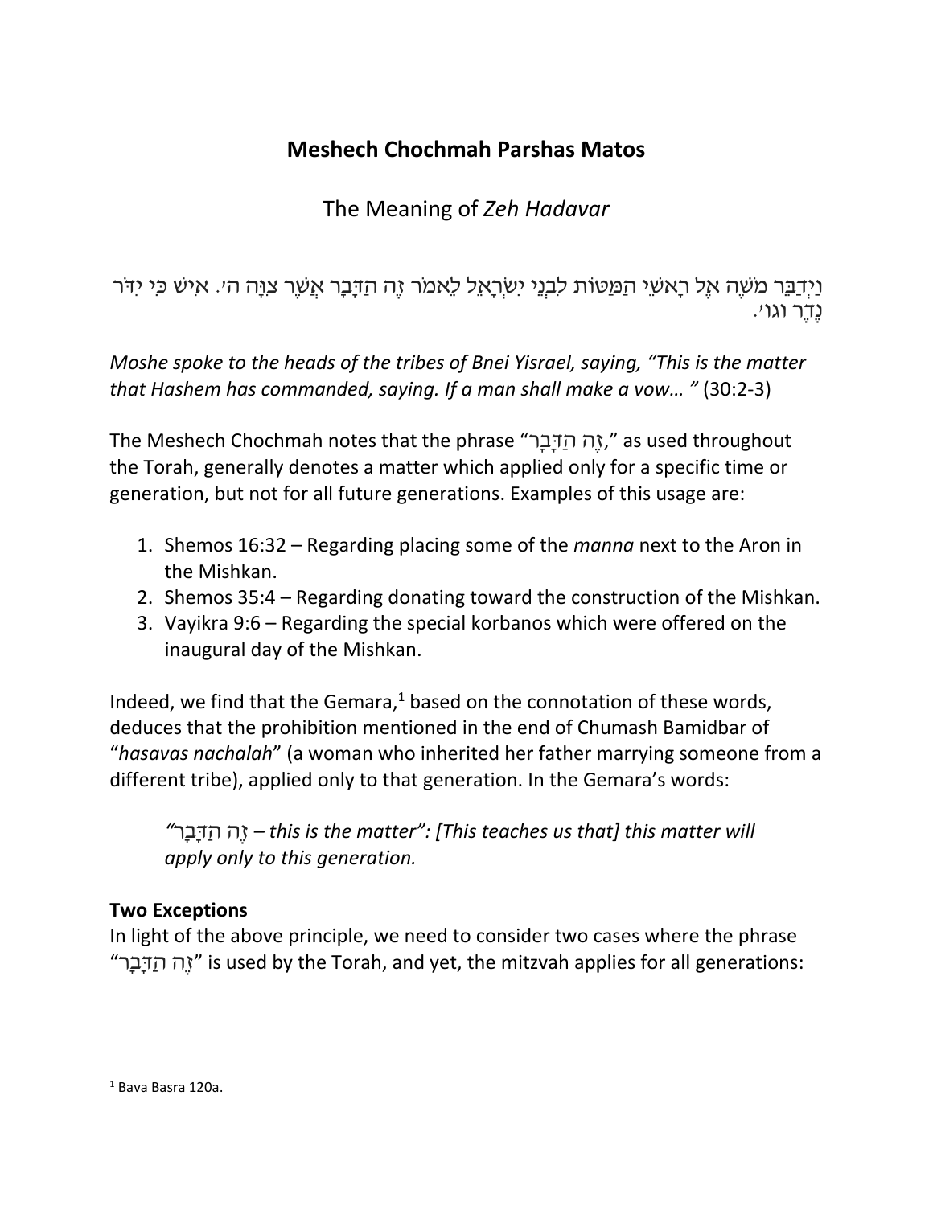# Meshech Chochmah Parshas Matos

## The Meaning of *Zeh Hadavar*

וַיְדַבֵּר מֹשֶׁה אֶל רָאשֵׁי הַמַּטּוֹת לִבְנֵי יִשְׂרָאֵל לֵאמֹר זֶה הַדָּבָר אֲשֶׁר צִוָּה ה׳. אִישׁ כִּי יִדֹּר נֶדֶר וגו׳.

*Moshe spoke to the heads of the tribes of Bnei Yisrael, saying, "This is the matter that Hashem has commanded, saying. If a man shall make a vow… "* (30:2-3)

The Meshech Chochmah notes that the phrase "זֶה הַדָּבָר," as used throughout the Torah, generally denotes a matter which applied only for a specific time or generation, but not for all future generations. Examples of this usage are:

1. Shemos 16:32 – Regarding placing some of the *manna* next to the Aron in the Mishkan.
2. Shemos 35:4 – Regarding donating toward the construction of the Mishkan.
3. Vayikra 9:6 – Regarding the special korbanos which were offered on the inaugural day of the Mishkan.

Indeed, we find that the Gemara,[1] based on the connotation of these words, deduces that the prohibition mentioned in the end of Chumash Bamidbar of "*hasavas nachalah*" (a woman who inherited her father marrying someone from a different tribe), applied only to that generation. In the Gemara's words:

> *"זֶה הַדָּבָר – this is the matter": [This teaches us that] this matter will apply only to this generation.*

**Two Exceptions**

In light of the above principle, we need to consider two cases where the phrase "זֶה הַדָּבָר" is used by the Torah, and yet, the mitzvah applies for all generations:

---

[1] Bava Basra 120a.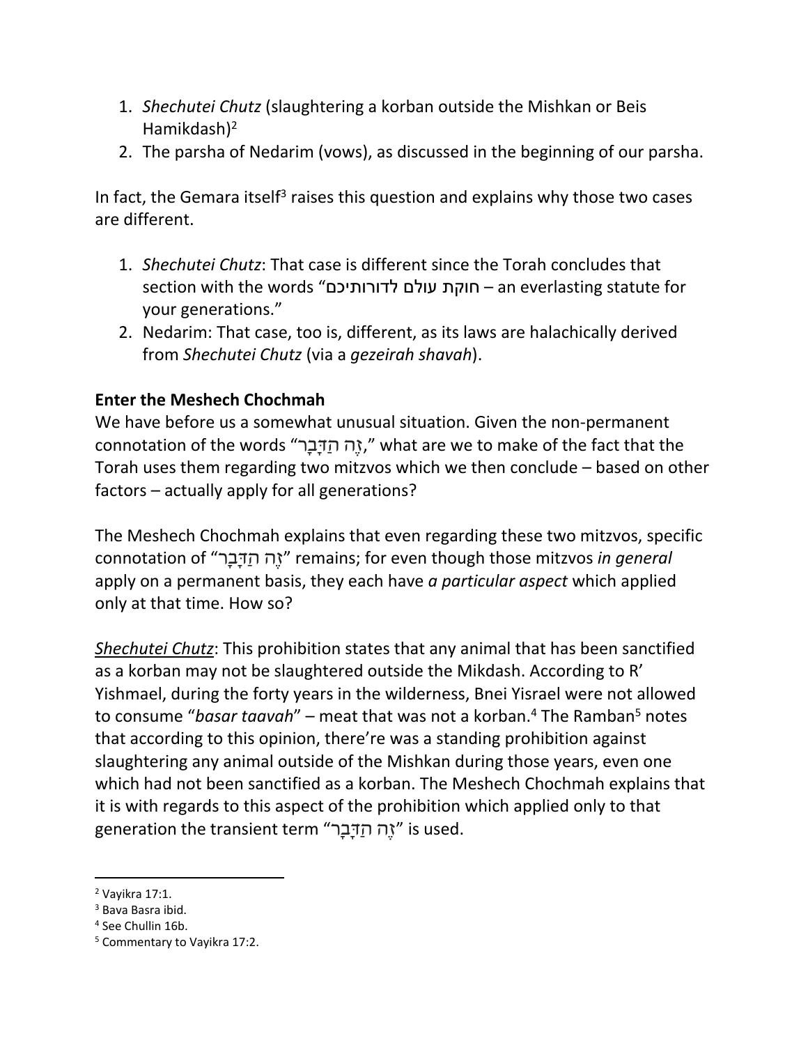1. *Shechutei Chutz* (slaughtering a korban outside the Mishkan or Beis Hamikdash)[2]
2. The parsha of Nedarim (vows), as discussed in the beginning of our parsha.

In fact, the Gemara itself[3] raises this question and explains why those two cases are different.

1. *Shechutei Chutz*: That case is different since the Torah concludes that section with the words "חוקת עולם לדורותיכם – an everlasting statute for your generations."
2. Nedarim: That case, too is, different, as its laws are halachically derived from *Shechutei Chutz* (via a *gezeirah shavah*).

**Enter the Meshech Chochmah**

We have before us a somewhat unusual situation. Given the non-permanent connotation of the words "זֶה הַדָּבָר," what are we to make of the fact that the Torah uses them regarding two mitzvos which we then conclude – based on other factors – actually apply for all generations?

The Meshech Chochmah explains that even regarding these two mitzvos, specific connotation of "זֶה הַדָּבָר" remains; for even though those mitzvos *in general* apply on a permanent basis, they each have *a particular aspect* which applied only at that time. How so?

*Shechutei Chutz*: This prohibition states that any animal that has been sanctified as a korban may not be slaughtered outside the Mikdash. According to R' Yishmael, during the forty years in the wilderness, Bnei Yisrael were not allowed to consume "*basar taavah*" – meat that was not a korban.[4] The Ramban[5] notes that according to this opinion, there're was a standing prohibition against slaughtering any animal outside of the Mishkan during those years, even one which had not been sanctified as a korban. The Meshech Chochmah explains that it is with regards to this aspect of the prohibition which applied only to that generation the transient term "זֶה הַדָּבָר" is used.

---

[2] Vayikra 17:1.

[3] Bava Basra ibid.

[4] See Chullin 16b.

[5] Commentary to Vayikra 17:2.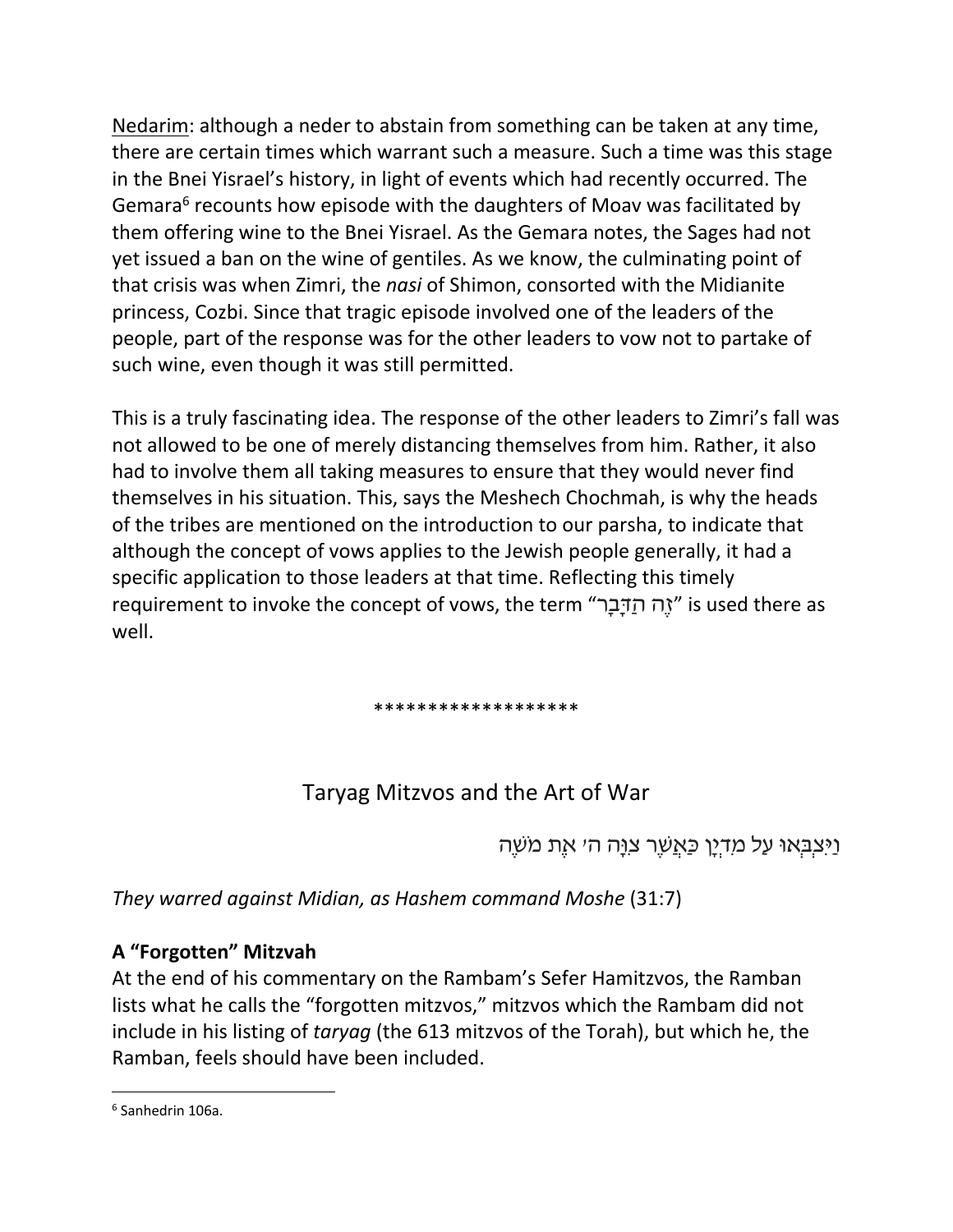<u>Nedarim</u>: although a neder to abstain from something can be taken at any time, there are certain times which warrant such a measure. Such a time was this stage in the Bnei Yisrael's history, in light of events which had recently occurred. The Gemara[6] recounts how episode with the daughters of Moav was facilitated by them offering wine to the Bnei Yisrael. As the Gemara notes, the Sages had not yet issued a ban on the wine of gentiles. As we know, the culminating point of that crisis was when Zimri, the *nasi* of Shimon, consorted with the Midianite princess, Cozbi. Since that tragic episode involved one of the leaders of the people, part of the response was for the other leaders to vow not to partake of such wine, even though it was still permitted.

This is a truly fascinating idea. The response of the other leaders to Zimri's fall was not allowed to be one of merely distancing themselves from him. Rather, it also had to involve them all taking measures to ensure that they would never find themselves in his situation. This, says the Meshech Chochmah, is why the heads of the tribes are mentioned on the introduction to our parsha, to indicate that although the concept of vows applies to the Jewish people generally, it had a specific application to those leaders at that time. Reflecting this timely requirement to invoke the concept of vows, the term "זֶה הַדָּבָר" is used there as well.

*******************

## Taryag Mitzvos and the Art of War

וַיִּצְבְּאוּ עַל מִדְיָן כַּאֲשֶׁר צִוָּה ה׳ אֶת מֹשֶׁה

*They warred against Midian, as Hashem command Moshe* (31:7)

### A "Forgotten" Mitzvah

At the end of his commentary on the Rambam's Sefer Hamitzvos, the Ramban lists what he calls the "forgotten mitzvos," mitzvos which the Rambam did not include in his listing of *taryag* (the 613 mitzvos of the Torah), but which he, the Ramban, feels should have been included.

---

[6] Sanhedrin 106a.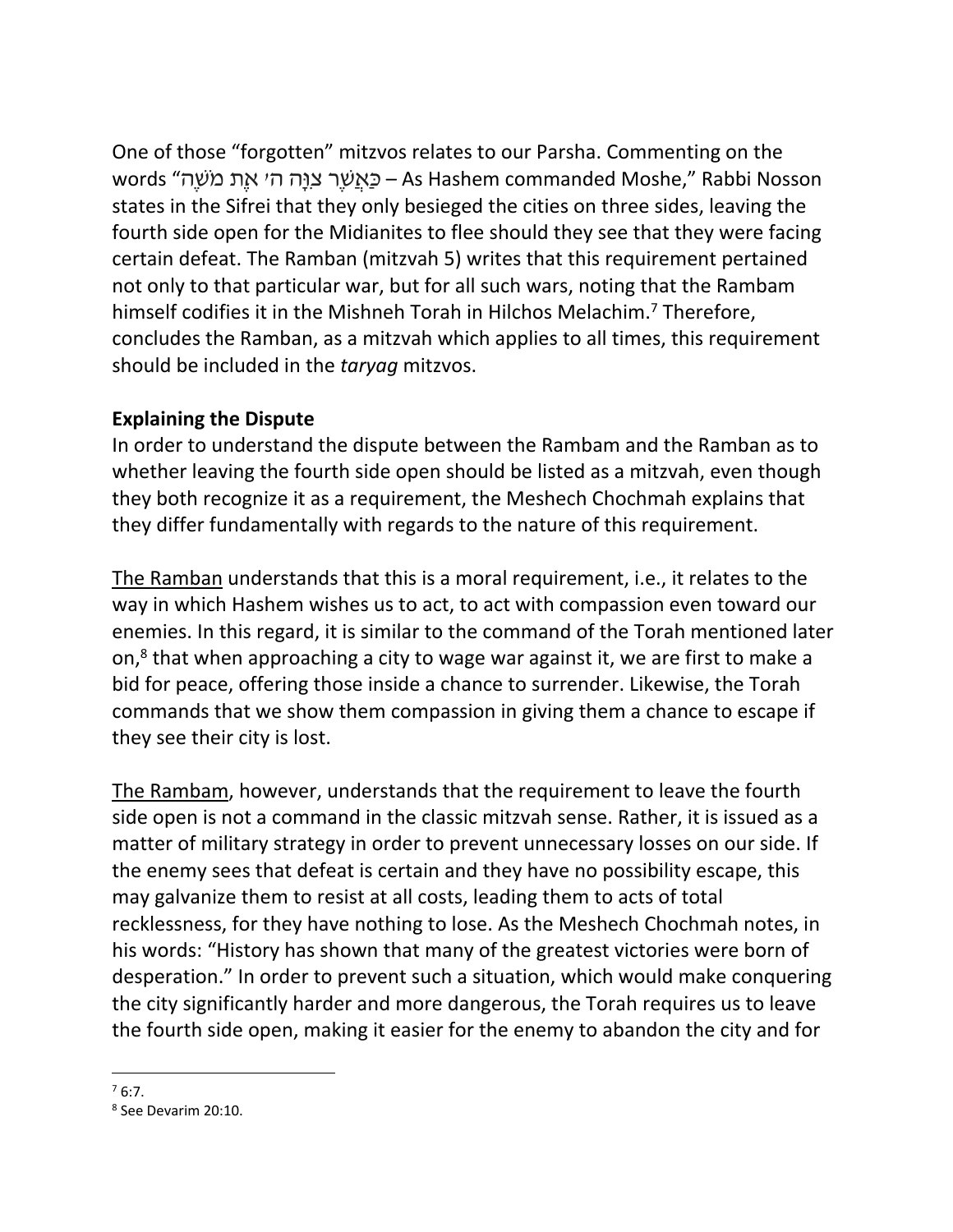One of those "forgotten" mitzvos relates to our Parsha. Commenting on the words "כַּאֲשֶׁר צִוָּה ה׳ אֶת מֹשֶׁה – As Hashem commanded Moshe," Rabbi Nosson states in the Sifrei that they only besieged the cities on three sides, leaving the fourth side open for the Midianites to flee should they see that they were facing certain defeat. The Ramban (mitzvah 5) writes that this requirement pertained not only to that particular war, but for all such wars, noting that the Rambam himself codifies it in the Mishneh Torah in Hilchos Melachim.[7] Therefore, concludes the Ramban, as a mitzvah which applies to all times, this requirement should be included in the *taryag* mitzvos.

**Explaining the Dispute**

In order to understand the dispute between the Rambam and the Ramban as to whether leaving the fourth side open should be listed as a mitzvah, even though they both recognize it as a requirement, the Meshech Chochmah explains that they differ fundamentally with regards to the nature of this requirement.

<u>The Ramban</u> understands that this is a moral requirement, i.e., it relates to the way in which Hashem wishes us to act, to act with compassion even toward our enemies. In this regard, it is similar to the command of the Torah mentioned later on,[8] that when approaching a city to wage war against it, we are first to make a bid for peace, offering those inside a chance to surrender. Likewise, the Torah commands that we show them compassion in giving them a chance to escape if they see their city is lost.

<u>The Rambam</u>, however, understands that the requirement to leave the fourth side open is not a command in the classic mitzvah sense. Rather, it is issued as a matter of military strategy in order to prevent unnecessary losses on our side. If the enemy sees that defeat is certain and they have no possibility escape, this may galvanize them to resist at all costs, leading them to acts of total recklessness, for they have nothing to lose. As the Meshech Chochmah notes, in his words: "History has shown that many of the greatest victories were born of desperation." In order to prevent such a situation, which would make conquering the city significantly harder and more dangerous, the Torah requires us to leave the fourth side open, making it easier for the enemy to abandon the city and for

---

[7] 6:7.

[8] See Devarim 20:10.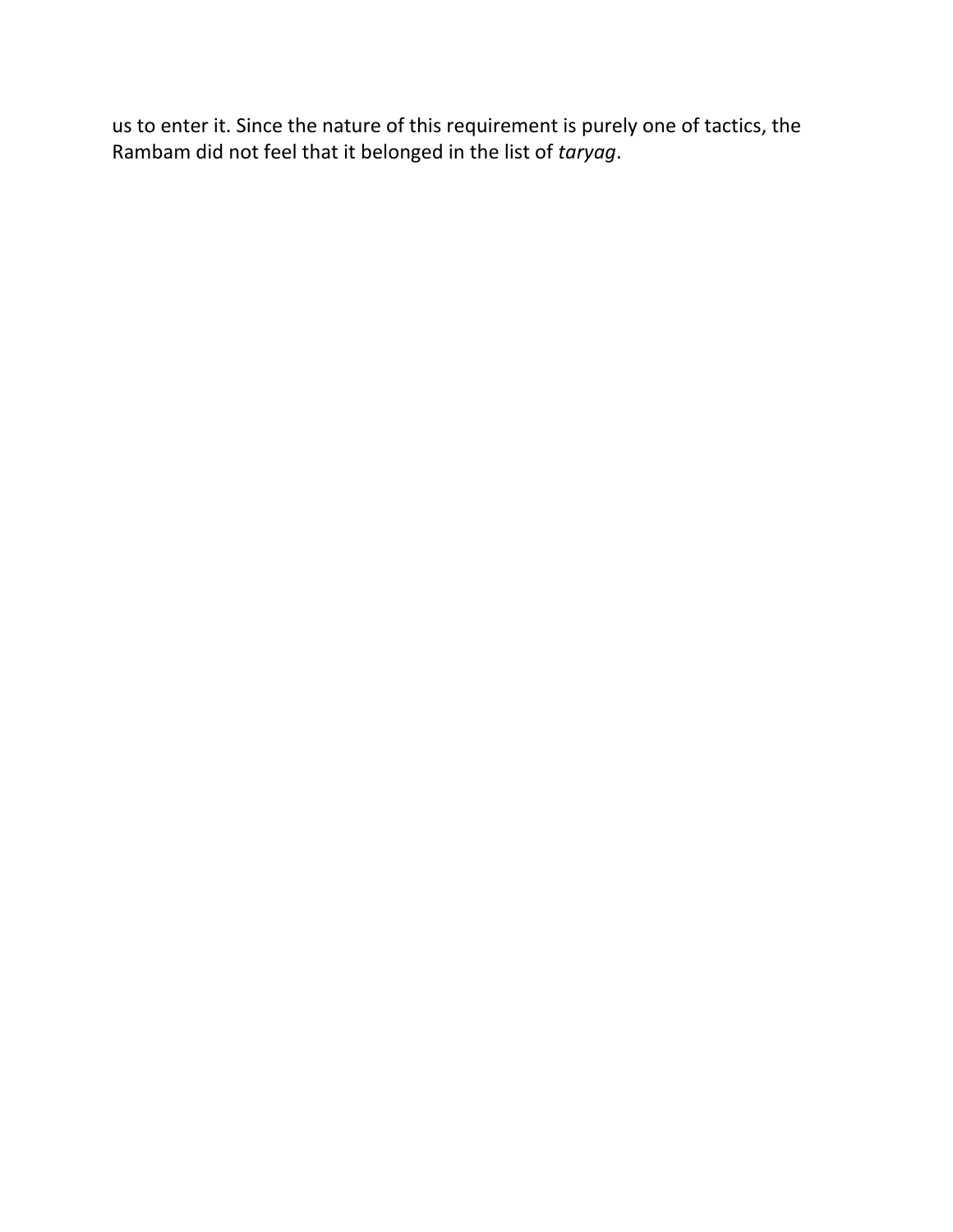us to enter it. Since the nature of this requirement is purely one of tactics, the Rambam did not feel that it belonged in the list of *taryag*.